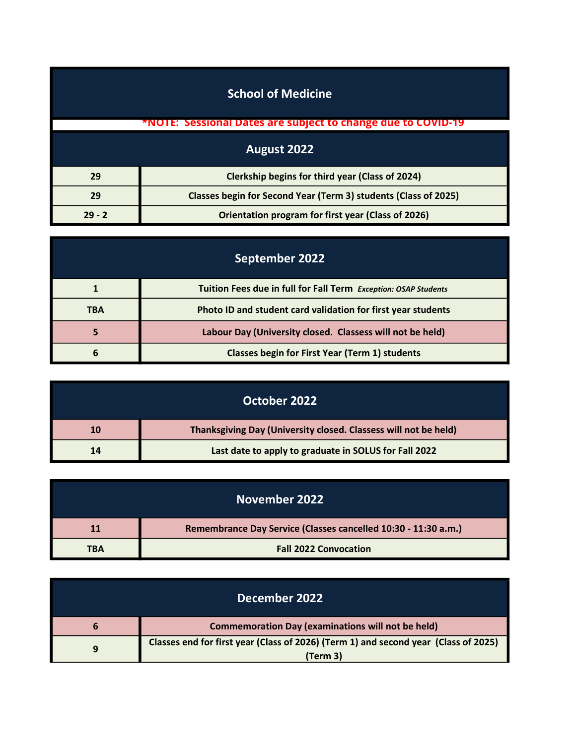# School of Medicine

***NOTE: Sessional Dates are subject to change due to COVID-19**

## August 2022

| | |
|---|---|
| 29 | Clerkship begins for third year (Class of 2024) |
| 29 | Classes begin for Second Year (Term 3) students (Class of 2025) |
| 29 - 2 | Orientation program for first year (Class of 2026) |

## September 2022

| | |
|---|---|
| 1 | Tuition Fees due in full for Fall Term *Exception: OSAP Students* |
| TBA | Photo ID and student card validation for first year students |
| 5 | Labour Day (University closed. Classess will not be held) |
| 6 | Classes begin for First Year (Term 1) students |

## October 2022

| | |
|---|---|
| 10 | Thanksgiving Day (University closed. Classess will not be held) |
| 14 | Last date to apply to graduate in SOLUS for Fall 2022 |

## November 2022

| | |
|---|---|
| 11 | Remembrance Day Service (Classes cancelled 10:30 - 11:30 a.m.) |
| TBA | Fall 2022 Convocation |

## December 2022

| | |
|---|---|
| 6 | Commemoration Day (examinations will not be held) |
| 9 | Classes end for first year (Class of 2026) (Term 1) and second year (Class of 2025) (Term 3) |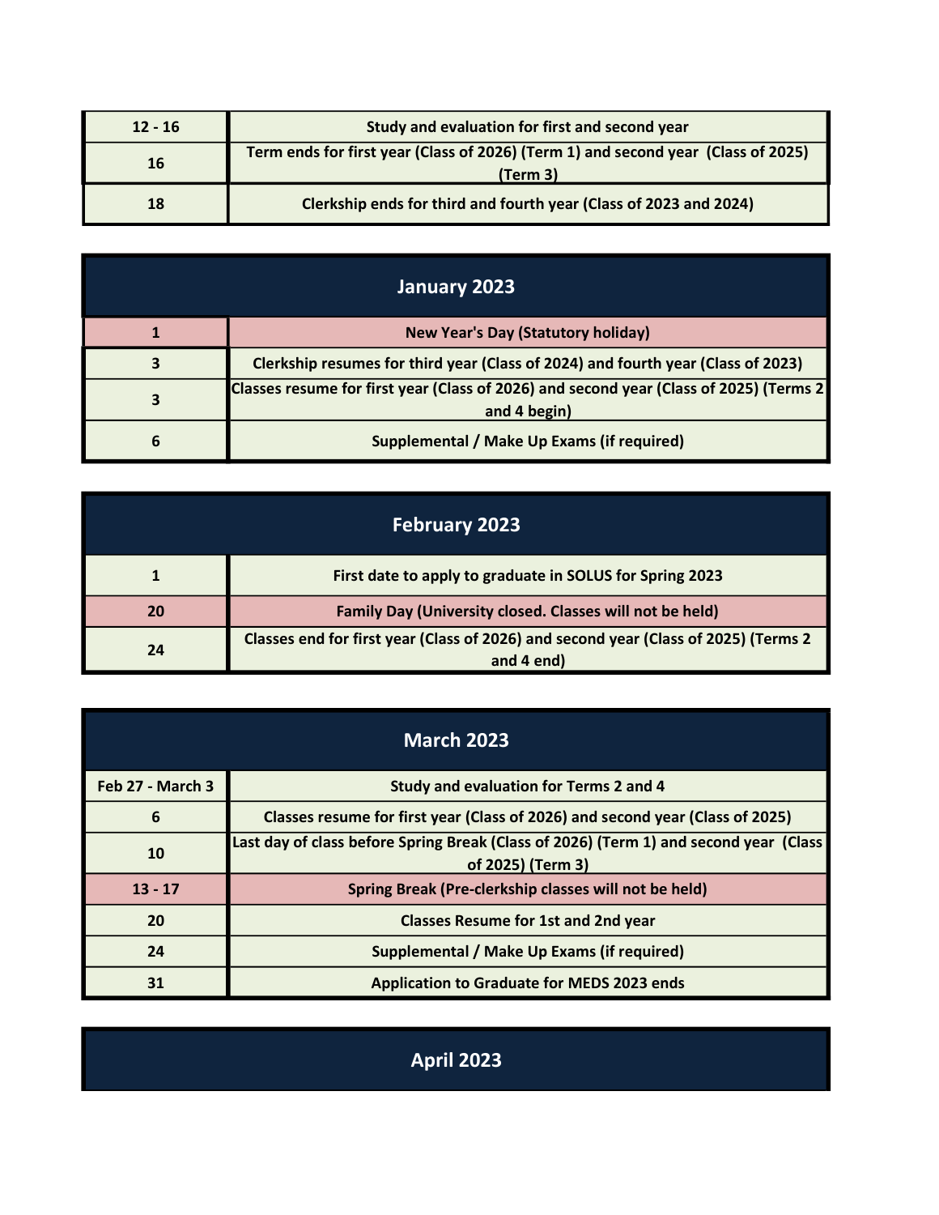| | |
|---|---|
| 12 - 16 | Study and evaluation for first and second year |
| 16 | Term ends for first year (Class of 2026) (Term 1) and second year (Class of 2025) (Term 3) |
| 18 | Clerkship ends for third and fourth year (Class of 2023 and 2024) |

## January 2023

| | |
|---|---|
| 1 | New Year's Day (Statutory holiday) |
| 3 | Clerkship resumes for third year (Class of 2024) and fourth year (Class of 2023) |
| 3 | Classes resume for first year (Class of 2026) and second year (Class of 2025) (Terms 2 and 4 begin) |
| 6 | Supplemental / Make Up Exams (if required) |

## February 2023

| | |
|---|---|
| 1 | First date to apply to graduate in SOLUS for Spring 2023 |
| 20 | Family Day (University closed. Classes will not be held) |
| 24 | Classes end for first year (Class of 2026) and second year (Class of 2025) (Terms 2 and 4 end) |

## March 2023

| | |
|---|---|
| Feb 27 - March 3 | Study and evaluation for Terms 2 and 4 |
| 6 | Classes resume for first year (Class of 2026) and second year (Class of 2025) |
| 10 | Last day of class before Spring Break (Class of 2026) (Term 1) and second year (Class of 2025) (Term 3) |
| 13 - 17 | Spring Break (Pre-clerkship classes will not be held) |
| 20 | Classes Resume for 1st and 2nd year |
| 24 | Supplemental / Make Up Exams (if required) |
| 31 | Application to Graduate for MEDS 2023 ends |

## April 2023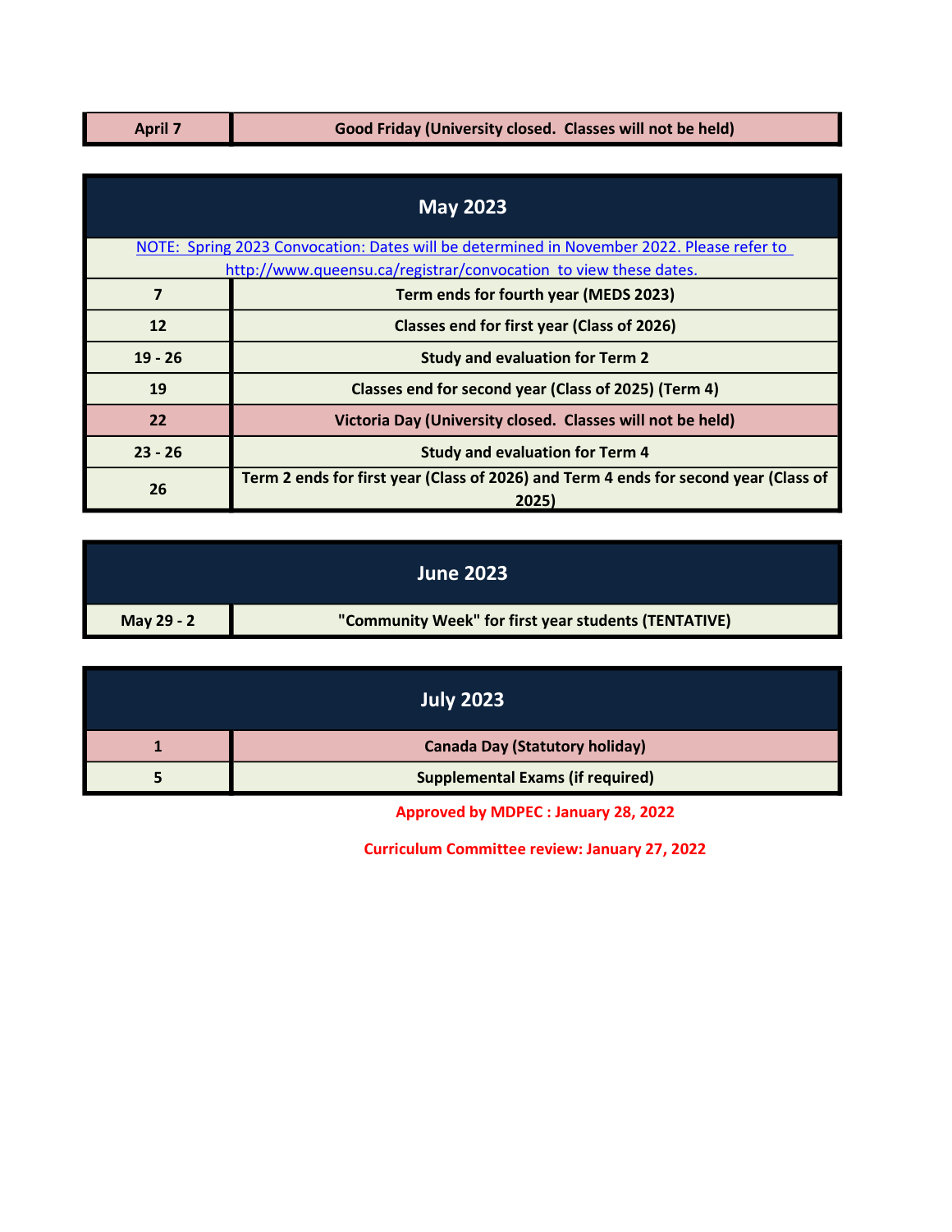| | |
|---|---|
| April 7 | Good Friday (University closed. Classes will not be held) |

## May 2023

NOTE: Spring 2023 Convocation: Dates will be determined in November 2022. Please refer to http://www.queensu.ca/registrar/convocation to view these dates.

| | |
|---|---|
| 7 | Term ends for fourth year (MEDS 2023) |
| 12 | Classes end for first year (Class of 2026) |
| 19 - 26 | Study and evaluation for Term 2 |
| 19 | Classes end for second year (Class of 2025) (Term 4) |
| 22 | Victoria Day (University closed. Classes will not be held) |
| 23 - 26 | Study and evaluation for Term 4 |
| 26 | Term 2 ends for first year (Class of 2026) and Term 4 ends for second year (Class of 2025) |

## June 2023

| | |
|---|---|
| May 29 - 2 | "Community Week" for first year students (TENTATIVE) |

## July 2023

| | |
|---|---|
| 1 | Canada Day (Statutory holiday) |
| 5 | Supplemental Exams (if required) |

**Approved by MDPEC : January 28, 2022**

**Curriculum Committee review: January 27, 2022**